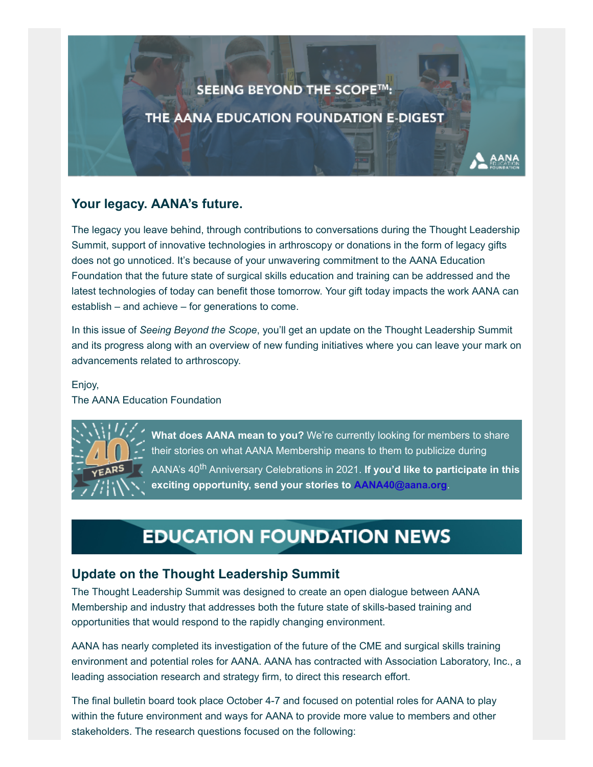SEEING BEYOND THE SCOPE™:

THE AANA EDUCATION FOUNDATION E-DIGEST

## Your legacy. AANA's future.

The legacy you leave behind, through contributions to conversations during the Thought Leadership Summit, support of innovative technologies in arthroscopy or donations in the form of legacy gifts does not go unnoticed. It's because of your unwavering commitment to the AANA Education Foundation that the future state of surgical skills education and training can be addressed and the latest technologies of today can benefit those tomorrow. Your gift today impacts the work AANA can establish – and achieve – for generations to come.

In this issue of *Seeing Beyond the Scope*, you'll get an update on the Thought Leadership Summit and its progress along with an overview of new funding initiatives where you can leave your mark on advancements related to arthroscopy.

Enjoy,
The AANA Education Foundation

**What does AANA mean to you?** We're currently looking for members to share their stories on what AANA Membership means to them to publicize during AANA's 40th Anniversary Celebrations in 2021. **If you'd like to participate in this exciting opportunity, send your stories to AANA40@aana.org**.

# EDUCATION FOUNDATION NEWS

## Update on the Thought Leadership Summit

The Thought Leadership Summit was designed to create an open dialogue between AANA Membership and industry that addresses both the future state of skills-based training and opportunities that would respond to the rapidly changing environment.

AANA has nearly completed its investigation of the future of the CME and surgical skills training environment and potential roles for AANA. AANA has contracted with Association Laboratory, Inc., a leading association research and strategy firm, to direct this research effort.

The final bulletin board took place October 4-7 and focused on potential roles for AANA to play within the future environment and ways for AANA to provide more value to members and other stakeholders. The research questions focused on the following: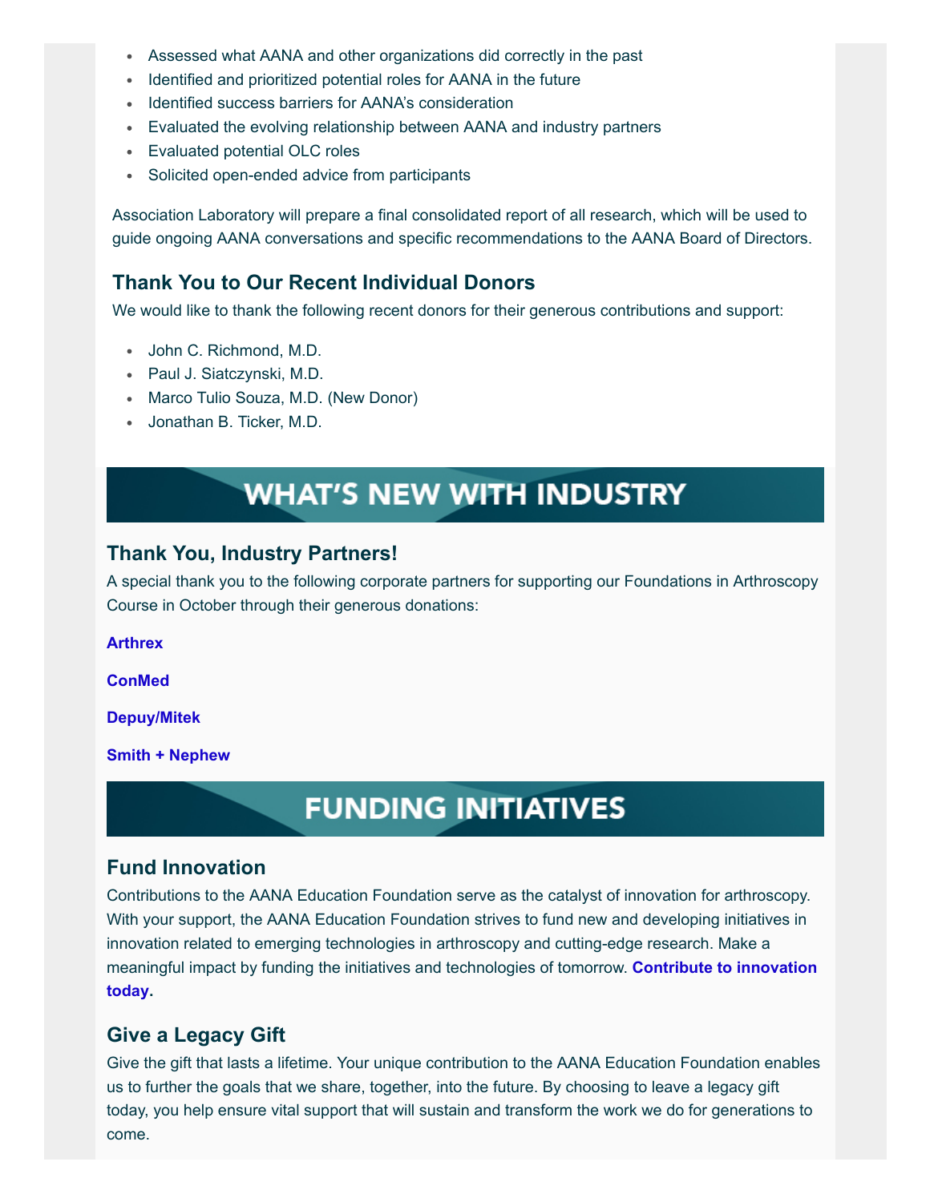- Assessed what AANA and other organizations did correctly in the past
- Identified and prioritized potential roles for AANA in the future
- Identified success barriers for AANA's consideration
- Evaluated the evolving relationship between AANA and industry partners
- Evaluated potential OLC roles
- Solicited open-ended advice from participants

Association Laboratory will prepare a final consolidated report of all research, which will be used to guide ongoing AANA conversations and specific recommendations to the AANA Board of Directors.

### Thank You to Our Recent Individual Donors

We would like to thank the following recent donors for their generous contributions and support:

- John C. Richmond, M.D.
- Paul J. Siatczynski, M.D.
- Marco Tulio Souza, M.D. (New Donor)
- Jonathan B. Ticker, M.D.

## WHAT'S NEW WITH INDUSTRY

### Thank You, Industry Partners!

A special thank you to the following corporate partners for supporting our Foundations in Arthroscopy Course in October through their generous donations:

**Arthrex**

**ConMed**

**Depuy/Mitek**

**Smith + Nephew**

## FUNDING INITIATIVES

### Fund Innovation

Contributions to the AANA Education Foundation serve as the catalyst of innovation for arthroscopy. With your support, the AANA Education Foundation strives to fund new and developing initiatives in innovation related to emerging technologies in arthroscopy and cutting-edge research. Make a meaningful impact by funding the initiatives and technologies of tomorrow. **Contribute to innovation today.**

### Give a Legacy Gift

Give the gift that lasts a lifetime. Your unique contribution to the AANA Education Foundation enables us to further the goals that we share, together, into the future. By choosing to leave a legacy gift today, you help ensure vital support that will sustain and transform the work we do for generations to come.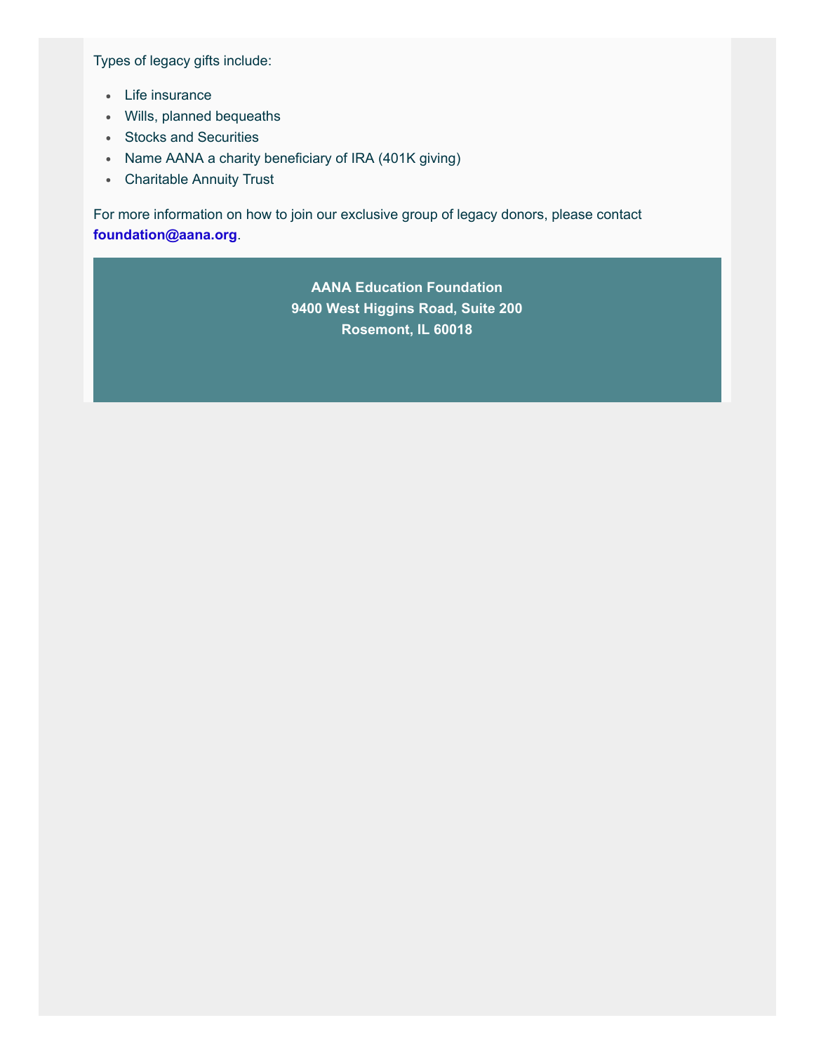Types of legacy gifts include:

- Life insurance
- Wills, planned bequeaths
- Stocks and Securities
- Name AANA a charity beneficiary of IRA (401K giving)
- Charitable Annuity Trust

For more information on how to join our exclusive group of legacy donors, please contact **foundation@aana.org**.

**AANA Education Foundation**
**9400 West Higgins Road, Suite 200**
**Rosemont, IL 60018**